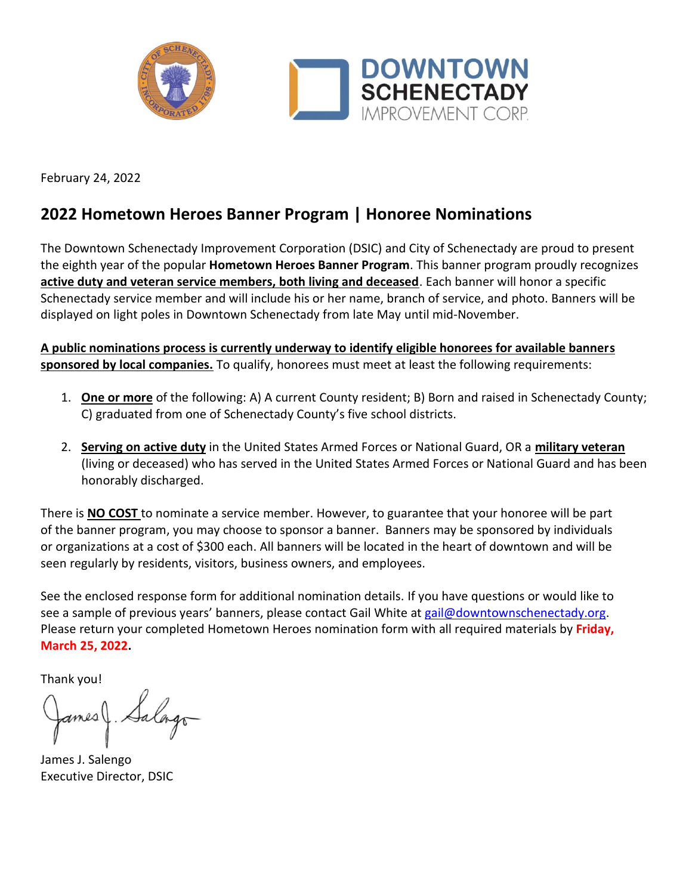February 24, 2022

## 2022 Hometown Heroes Banner Program | Honoree Nominations

The Downtown Schenectady Improvement Corporation (DSIC) and City of Schenectady are proud to present the eighth year of the popular **Hometown Heroes Banner Program**. This banner program proudly recognizes **active duty and veteran service members, both living and deceased**. Each banner will honor a specific Schenectady service member and will include his or her name, branch of service, and photo. Banners will be displayed on light poles in Downtown Schenectady from late May until mid-November.

**A public nominations process is currently underway to identify eligible honorees for available banners sponsored by local companies.** To qualify, honorees must meet at least the following requirements:

1. **One or more** of the following: A) A current County resident; B) Born and raised in Schenectady County; C) graduated from one of Schenectady County's five school districts.
2. **Serving on active duty** in the United States Armed Forces or National Guard, OR a **military veteran** (living or deceased) who has served in the United States Armed Forces or National Guard and has been honorably discharged.

There is **NO COST** to nominate a service member. However, to guarantee that your honoree will be part of the banner program, you may choose to sponsor a banner. Banners may be sponsored by individuals or organizations at a cost of $300 each. All banners will be located in the heart of downtown and will be seen regularly by residents, visitors, business owners, and employees.

See the enclosed response form for additional nomination details. If you have questions or would like to see a sample of previous years' banners, please contact Gail White at gail@downtownschenectady.org. Please return your completed Hometown Heroes nomination form with all required materials by **Friday, March 25, 2022**.

Thank you!

James J. Salengo
Executive Director, DSIC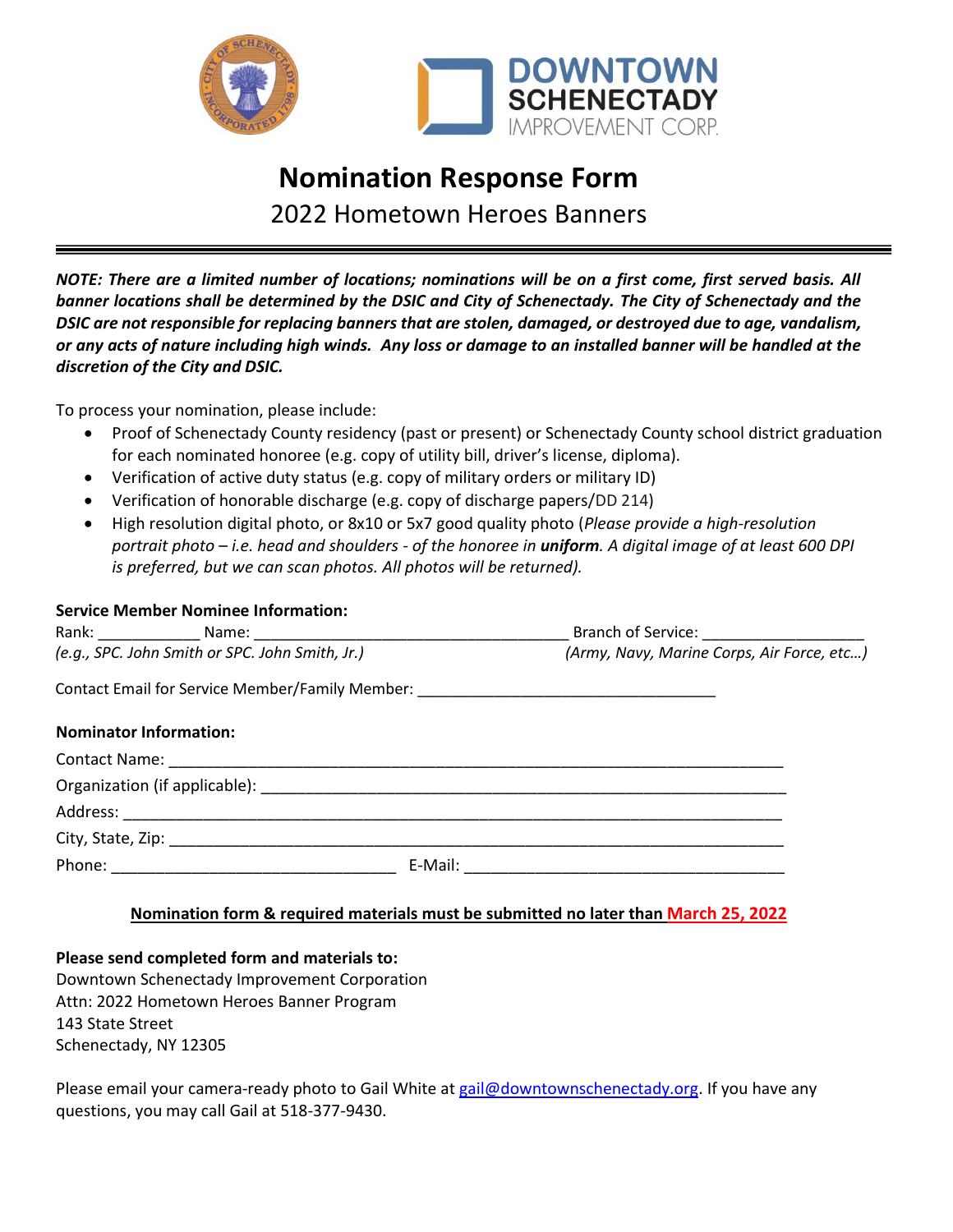# Nomination Response Form

## 2022 Hometown Heroes Banners

***NOTE: There are a limited number of locations; nominations will be on a first come, first served basis. All banner locations shall be determined by the DSIC and City of Schenectady. The City of Schenectady and the DSIC are not responsible for replacing banners that are stolen, damaged, or destroyed due to age, vandalism, or any acts of nature including high winds. Any loss or damage to an installed banner will be handled at the discretion of the City and DSIC.***

To process your nomination, please include:

- Proof of Schenectady County residency (past or present) or Schenectady County school district graduation for each nominated honoree (e.g. copy of utility bill, driver's license, diploma).
- Verification of active duty status (e.g. copy of military orders or military ID)
- Verification of honorable discharge (e.g. copy of discharge papers/DD 214)
- High resolution digital photo, or 8x10 or 5x7 good quality photo (*Please provide a high-resolution portrait photo – i.e. head and shoulders - of the honoree in **uniform**. A digital image of at least 600 DPI is preferred, but we can scan photos. All photos will be returned).*

**Service Member Nominee Information:**

Rank: ____________ Name: ______________________________________ Branch of Service: ___________________

*(e.g., SPC. John Smith or SPC. John Smith, Jr.)* *(Army, Navy, Marine Corps, Air Force, etc…)*

Contact Email for Service Member/Family Member: ___________________________________

**Nominator Information:**

Contact Name: ________________________________________________________________________

Organization (if applicable): ______________________________________________________________

Address: _____________________________________________________________________________

City, State, Zip: ________________________________________________________________________

Phone: _________________________________ E-Mail: _____________________________________

**Nomination form & required materials must be submitted no later than March 25, 2022**

**Please send completed form and materials to:**
Downtown Schenectady Improvement Corporation
Attn: 2022 Hometown Heroes Banner Program
143 State Street
Schenectady, NY 12305

Please email your camera-ready photo to Gail White at gail@downtownschenectady.org. If you have any questions, you may call Gail at 518-377-9430.